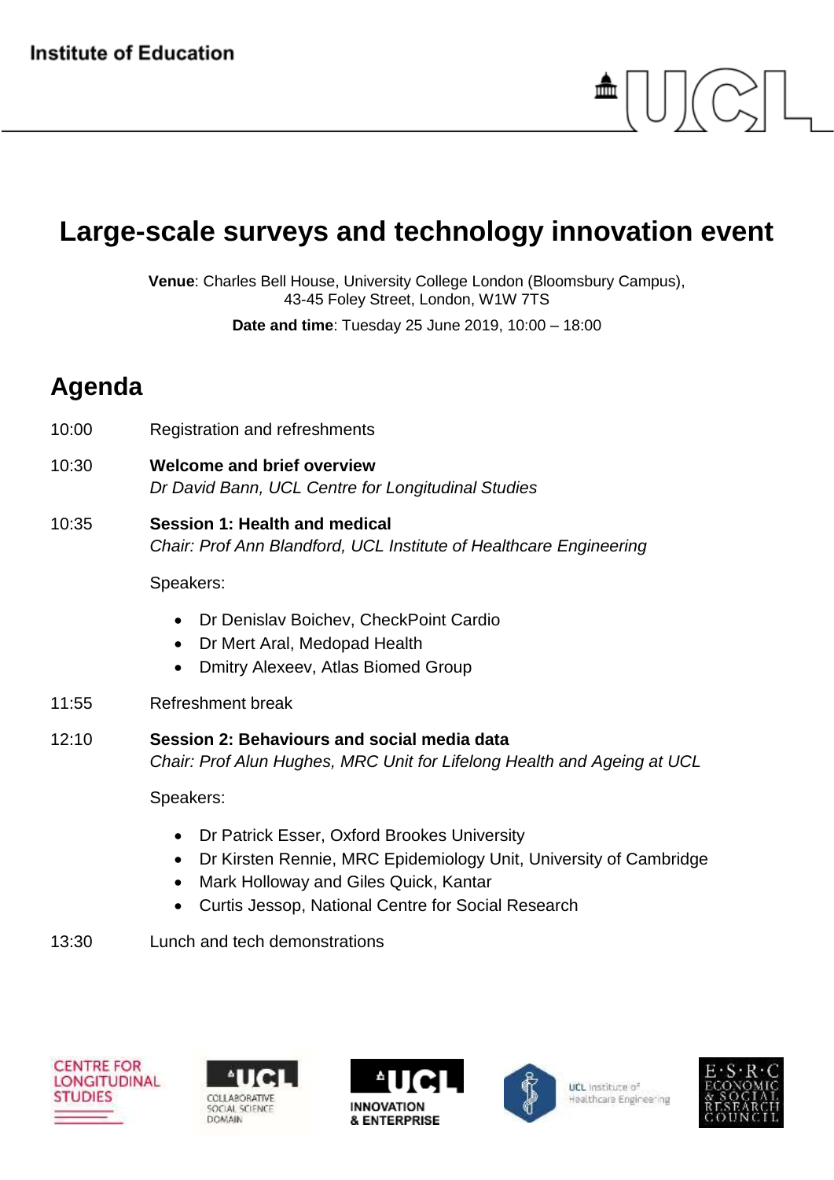Institute of Education

# Large-scale surveys and technology innovation event

**Venue**: Charles Bell House, University College London (Bloomsbury Campus), 43-45 Foley Street, London, W1W 7TS

**Date and time**: Tuesday 25 June 2019, 10:00 – 18:00

## Agenda

10:00 Registration and refreshments

10:30 **Welcome and brief overview**
*Dr David Bann, UCL Centre for Longitudinal Studies*

10:35 **Session 1: Health and medical**
*Chair: Prof Ann Blandford, UCL Institute of Healthcare Engineering*

Speakers:

- Dr Denislav Boichev, CheckPoint Cardio
- Dr Mert Aral, Medopad Health
- Dmitry Alexeev, Atlas Biomed Group

11:55 Refreshment break

12:10 **Session 2: Behaviours and social media data**
*Chair: Prof Alun Hughes, MRC Unit for Lifelong Health and Ageing at UCL*

Speakers:

- Dr Patrick Esser, Oxford Brookes University
- Dr Kirsten Rennie, MRC Epidemiology Unit, University of Cambridge
- Mark Holloway and Giles Quick, Kantar
- Curtis Jessop, National Centre for Social Research

13:30 Lunch and tech demonstrations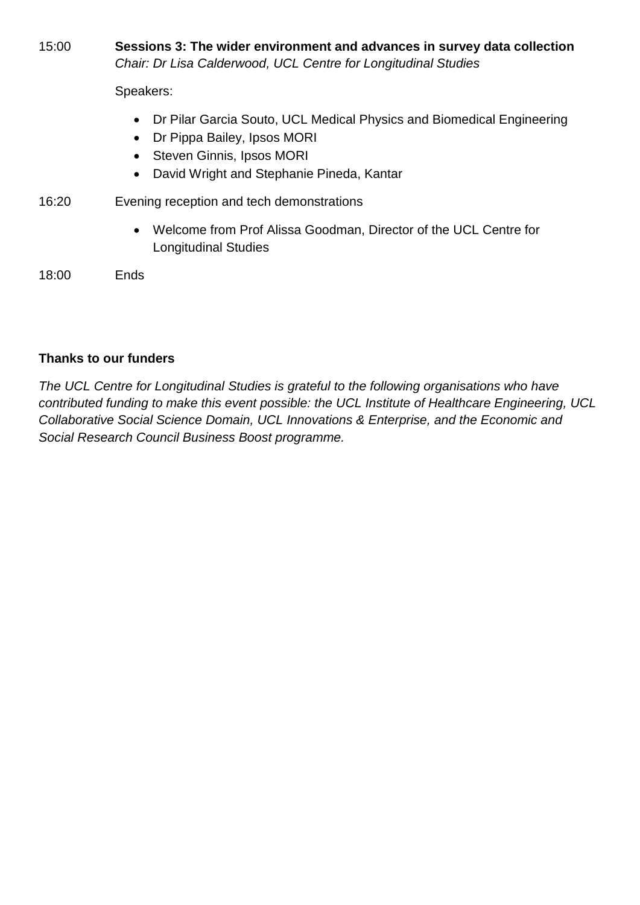15:00 **Sessions 3: The wider environment and advances in survey data collection**
*Chair: Dr Lisa Calderwood, UCL Centre for Longitudinal Studies*

Speakers:

- Dr Pilar Garcia Souto, UCL Medical Physics and Biomedical Engineering
- Dr Pippa Bailey, Ipsos MORI
- Steven Ginnis, Ipsos MORI
- David Wright and Stephanie Pineda, Kantar

16:20 Evening reception and tech demonstrations

- Welcome from Prof Alissa Goodman, Director of the UCL Centre for Longitudinal Studies

18:00 Ends

**Thanks to our funders**

*The UCL Centre for Longitudinal Studies is grateful to the following organisations who have contributed funding to make this event possible: the UCL Institute of Healthcare Engineering, UCL Collaborative Social Science Domain, UCL Innovations & Enterprise, and the Economic and Social Research Council Business Boost programme.*